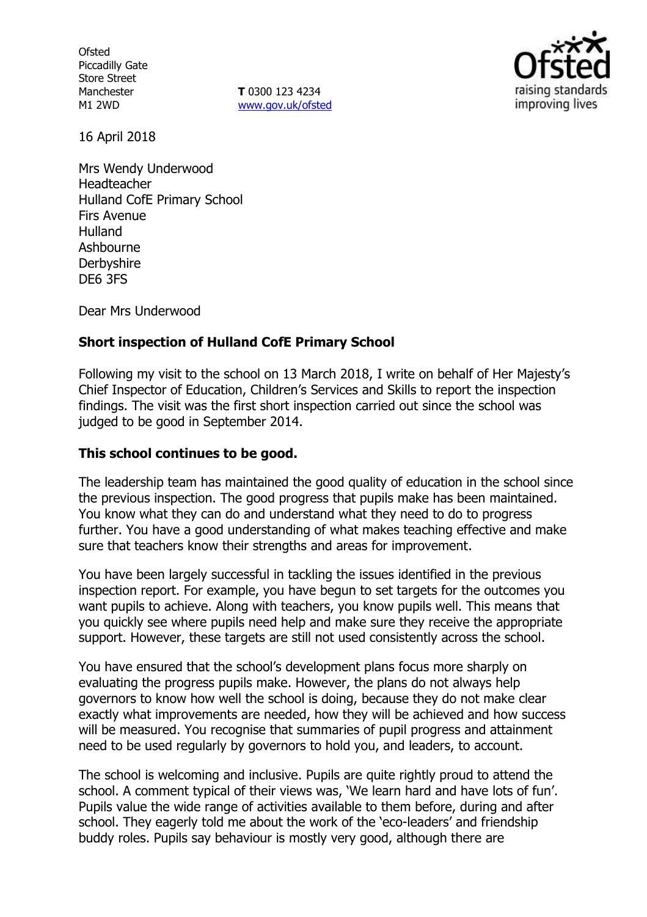Ofsted
Piccadilly Gate
Store Street
Manchester
M1 2WD

**T** 0300 123 4234
www.gov.uk/ofsted

16 April 2018

Mrs Wendy Underwood
Headteacher
Hulland CofE Primary School
Firs Avenue
Hulland
Ashbourne
Derbyshire
DE6 3FS

Dear Mrs Underwood

**Short inspection of Hulland CofE Primary School**

Following my visit to the school on 13 March 2018, I write on behalf of Her Majesty's Chief Inspector of Education, Children's Services and Skills to report the inspection findings. The visit was the first short inspection carried out since the school was judged to be good in September 2014.

**This school continues to be good.**

The leadership team has maintained the good quality of education in the school since the previous inspection. The good progress that pupils make has been maintained. You know what they can do and understand what they need to do to progress further. You have a good understanding of what makes teaching effective and make sure that teachers know their strengths and areas for improvement.

You have been largely successful in tackling the issues identified in the previous inspection report. For example, you have begun to set targets for the outcomes you want pupils to achieve. Along with teachers, you know pupils well. This means that you quickly see where pupils need help and make sure they receive the appropriate support. However, these targets are still not used consistently across the school.

You have ensured that the school's development plans focus more sharply on evaluating the progress pupils make. However, the plans do not always help governors to know how well the school is doing, because they do not make clear exactly what improvements are needed, how they will be achieved and how success will be measured. You recognise that summaries of pupil progress and attainment need to be used regularly by governors to hold you, and leaders, to account.

The school is welcoming and inclusive. Pupils are quite rightly proud to attend the school. A comment typical of their views was, 'We learn hard and have lots of fun'. Pupils value the wide range of activities available to them before, during and after school. They eagerly told me about the work of the 'eco-leaders' and friendship buddy roles. Pupils say behaviour is mostly very good, although there are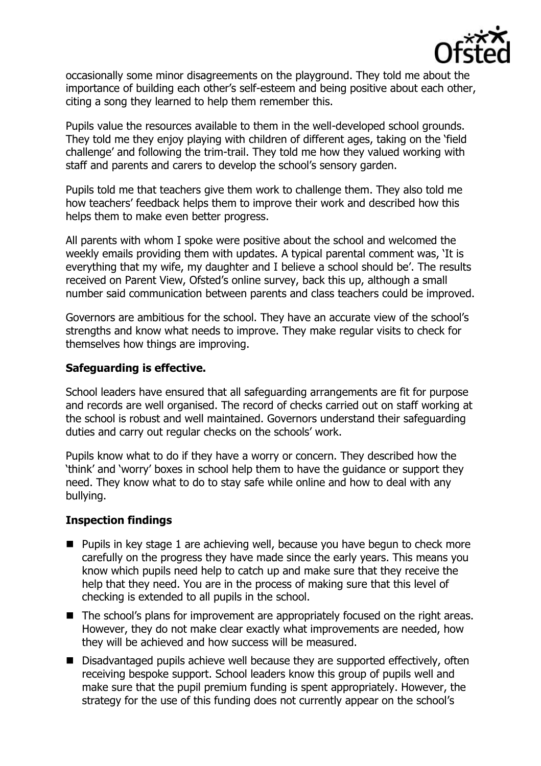occasionally some minor disagreements on the playground. They told me about the importance of building each other's self-esteem and being positive about each other, citing a song they learned to help them remember this.

Pupils value the resources available to them in the well-developed school grounds. They told me they enjoy playing with children of different ages, taking on the 'field challenge' and following the trim-trail. They told me how they valued working with staff and parents and carers to develop the school's sensory garden.

Pupils told me that teachers give them work to challenge them. They also told me how teachers' feedback helps them to improve their work and described how this helps them to make even better progress.

All parents with whom I spoke were positive about the school and welcomed the weekly emails providing them with updates. A typical parental comment was, 'It is everything that my wife, my daughter and I believe a school should be'. The results received on Parent View, Ofsted's online survey, back this up, although a small number said communication between parents and class teachers could be improved.

Governors are ambitious for the school. They have an accurate view of the school's strengths and know what needs to improve. They make regular visits to check for themselves how things are improving.

**Safeguarding is effective.**

School leaders have ensured that all safeguarding arrangements are fit for purpose and records are well organised. The record of checks carried out on staff working at the school is robust and well maintained. Governors understand their safeguarding duties and carry out regular checks on the schools' work.

Pupils know what to do if they have a worry or concern. They described how the 'think' and 'worry' boxes in school help them to have the guidance or support they need. They know what to do to stay safe while online and how to deal with any bullying.

**Inspection findings**

- Pupils in key stage 1 are achieving well, because you have begun to check more carefully on the progress they have made since the early years. This means you know which pupils need help to catch up and make sure that they receive the help that they need. You are in the process of making sure that this level of checking is extended to all pupils in the school.
- The school's plans for improvement are appropriately focused on the right areas. However, they do not make clear exactly what improvements are needed, how they will be achieved and how success will be measured.
- Disadvantaged pupils achieve well because they are supported effectively, often receiving bespoke support. School leaders know this group of pupils well and make sure that the pupil premium funding is spent appropriately. However, the strategy for the use of this funding does not currently appear on the school's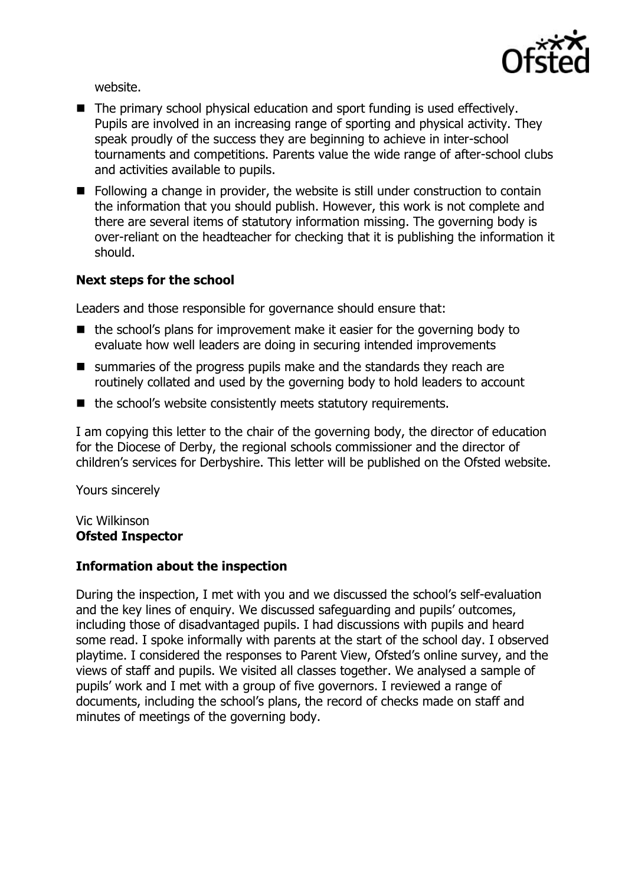website.

- The primary school physical education and sport funding is used effectively. Pupils are involved in an increasing range of sporting and physical activity. They speak proudly of the success they are beginning to achieve in inter-school tournaments and competitions. Parents value the wide range of after-school clubs and activities available to pupils.
- Following a change in provider, the website is still under construction to contain the information that you should publish. However, this work is not complete and there are several items of statutory information missing. The governing body is over-reliant on the headteacher for checking that it is publishing the information it should.

## Next steps for the school

Leaders and those responsible for governance should ensure that:

- the school's plans for improvement make it easier for the governing body to evaluate how well leaders are doing in securing intended improvements
- summaries of the progress pupils make and the standards they reach are routinely collated and used by the governing body to hold leaders to account
- the school's website consistently meets statutory requirements.

I am copying this letter to the chair of the governing body, the director of education for the Diocese of Derby, the regional schools commissioner and the director of children's services for Derbyshire. This letter will be published on the Ofsted website.

Yours sincerely

Vic Wilkinson
**Ofsted Inspector**

## Information about the inspection

During the inspection, I met with you and we discussed the school's self-evaluation and the key lines of enquiry. We discussed safeguarding and pupils' outcomes, including those of disadvantaged pupils. I had discussions with pupils and heard some read. I spoke informally with parents at the start of the school day. I observed playtime. I considered the responses to Parent View, Ofsted's online survey, and the views of staff and pupils. We visited all classes together. We analysed a sample of pupils' work and I met with a group of five governors. I reviewed a range of documents, including the school's plans, the record of checks made on staff and minutes of meetings of the governing body.